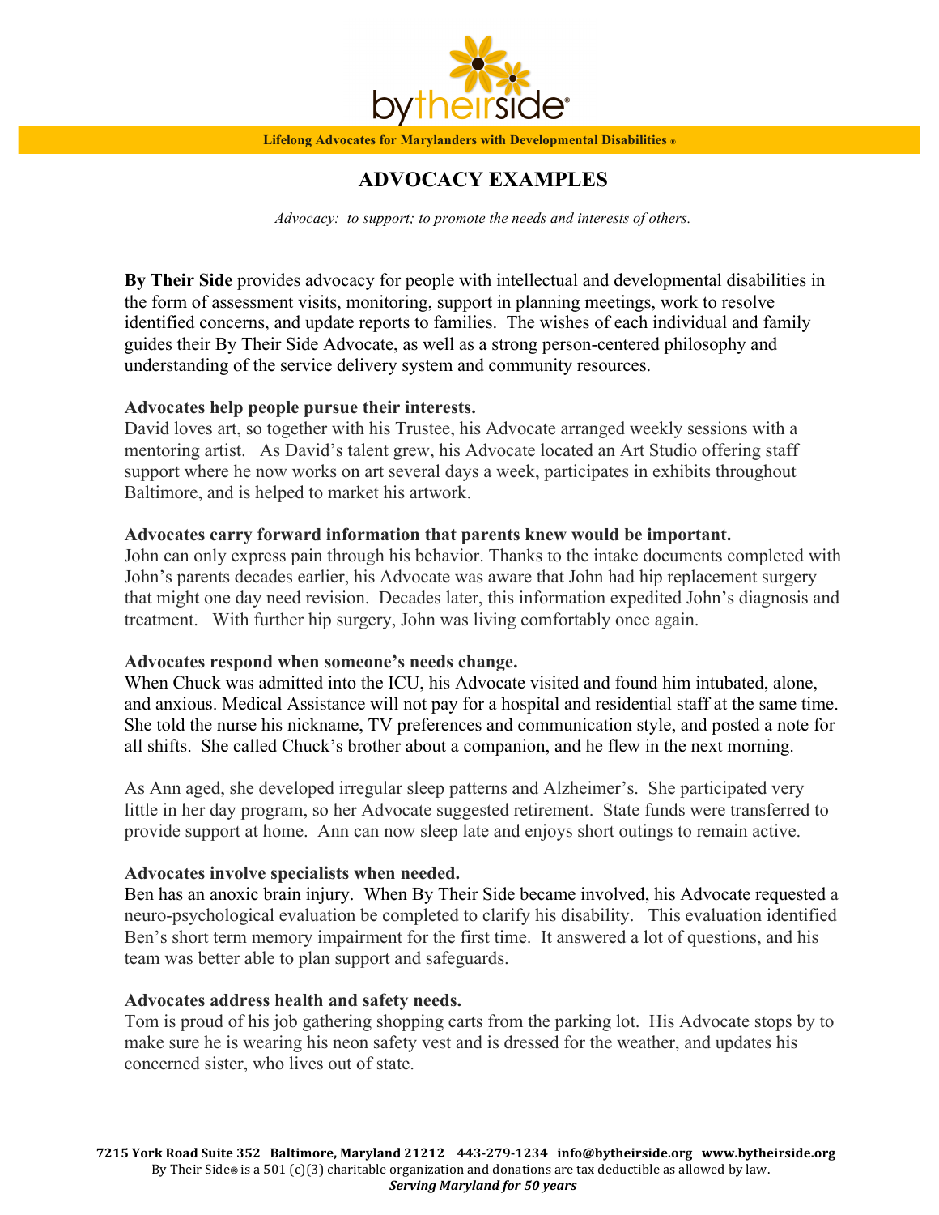bytheirside®

**Lifelong Advocates for Marylanders with Developmental Disabilities ®**

# ADVOCACY EXAMPLES

*Advocacy: to support; to promote the needs and interests of others.*

**By Their Side** provides advocacy for people with intellectual and developmental disabilities in the form of assessment visits, monitoring, support in planning meetings, work to resolve identified concerns, and update reports to families. The wishes of each individual and family guides their By Their Side Advocate, as well as a strong person-centered philosophy and understanding of the service delivery system and community resources.

**Advocates help people pursue their interests.**
David loves art, so together with his Trustee, his Advocate arranged weekly sessions with a mentoring artist. As David's talent grew, his Advocate located an Art Studio offering staff support where he now works on art several days a week, participates in exhibits throughout Baltimore, and is helped to market his artwork.

**Advocates carry forward information that parents knew would be important.**
John can only express pain through his behavior. Thanks to the intake documents completed with John's parents decades earlier, his Advocate was aware that John had hip replacement surgery that might one day need revision. Decades later, this information expedited John's diagnosis and treatment. With further hip surgery, John was living comfortably once again.

**Advocates respond when someone's needs change.**
When Chuck was admitted into the ICU, his Advocate visited and found him intubated, alone, and anxious. Medical Assistance will not pay for a hospital and residential staff at the same time. She told the nurse his nickname, TV preferences and communication style, and posted a note for all shifts. She called Chuck's brother about a companion, and he flew in the next morning.

As Ann aged, she developed irregular sleep patterns and Alzheimer's. She participated very little in her day program, so her Advocate suggested retirement. State funds were transferred to provide support at home. Ann can now sleep late and enjoys short outings to remain active.

**Advocates involve specialists when needed.**
Ben has an anoxic brain injury. When By Their Side became involved, his Advocate requested a neuro-psychological evaluation be completed to clarify his disability. This evaluation identified Ben's short term memory impairment for the first time. It answered a lot of questions, and his team was better able to plan support and safeguards.

**Advocates address health and safety needs.**
Tom is proud of his job gathering shopping carts from the parking lot. His Advocate stops by to make sure he is wearing his neon safety vest and is dressed for the weather, and updates his concerned sister, who lives out of state.

**7215 York Road Suite 352 Baltimore, Maryland 21212 443-279-1234 info@bytheirside.org www.bytheirside.org**
By Their Side® is a 501 (c)(3) charitable organization and donations are tax deductible as allowed by law.
***Serving Maryland for 50 years***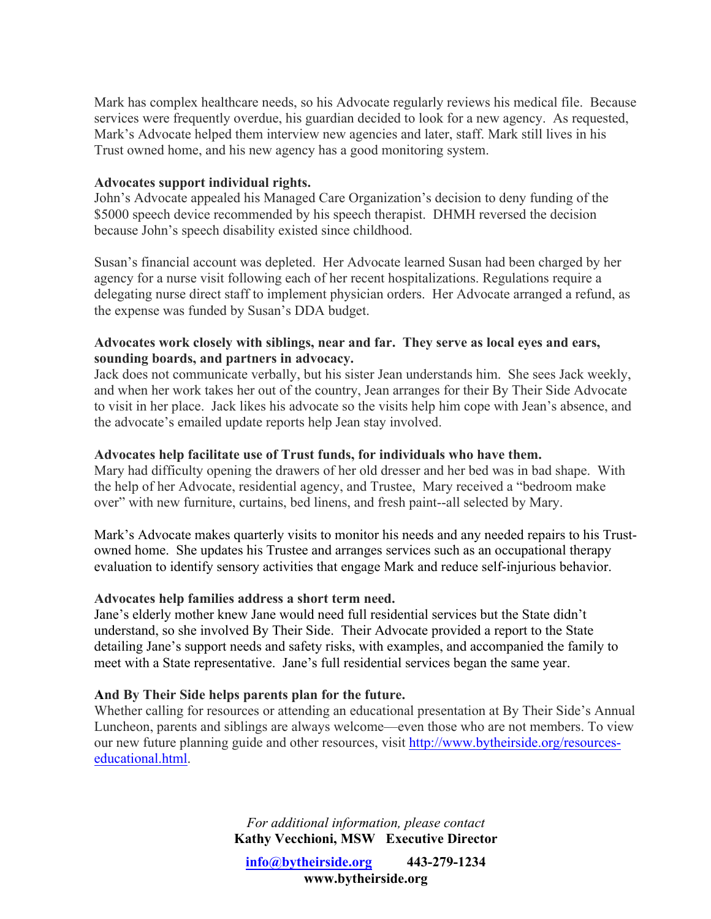Mark has complex healthcare needs, so his Advocate regularly reviews his medical file. Because services were frequently overdue, his guardian decided to look for a new agency. As requested, Mark's Advocate helped them interview new agencies and later, staff. Mark still lives in his Trust owned home, and his new agency has a good monitoring system.

**Advocates support individual rights.**
John's Advocate appealed his Managed Care Organization's decision to deny funding of the $5000 speech device recommended by his speech therapist. DHMH reversed the decision because John's speech disability existed since childhood.

Susan's financial account was depleted. Her Advocate learned Susan had been charged by her agency for a nurse visit following each of her recent hospitalizations. Regulations require a delegating nurse direct staff to implement physician orders. Her Advocate arranged a refund, as the expense was funded by Susan's DDA budget.

**Advocates work closely with siblings, near and far. They serve as local eyes and ears, sounding boards, and partners in advocacy.**
Jack does not communicate verbally, but his sister Jean understands him. She sees Jack weekly, and when her work takes her out of the country, Jean arranges for their By Their Side Advocate to visit in her place. Jack likes his advocate so the visits help him cope with Jean's absence, and the advocate's emailed update reports help Jean stay involved.

**Advocates help facilitate use of Trust funds, for individuals who have them.**
Mary had difficulty opening the drawers of her old dresser and her bed was in bad shape. With the help of her Advocate, residential agency, and Trustee, Mary received a "bedroom make over" with new furniture, curtains, bed linens, and fresh paint--all selected by Mary.

Mark's Advocate makes quarterly visits to monitor his needs and any needed repairs to his Trust-owned home. She updates his Trustee and arranges services such as an occupational therapy evaluation to identify sensory activities that engage Mark and reduce self-injurious behavior.

**Advocates help families address a short term need.**
Jane's elderly mother knew Jane would need full residential services but the State didn't understand, so she involved By Their Side. Their Advocate provided a report to the State detailing Jane's support needs and safety risks, with examples, and accompanied the family to meet with a State representative. Jane's full residential services began the same year.

**And By Their Side helps parents plan for the future.**
Whether calling for resources or attending an educational presentation at By Their Side's Annual Luncheon, parents and siblings are always welcome—even those who are not members. To view our new future planning guide and other resources, visit http://www.bytheirside.org/resources-educational.html.

*For additional information, please contact*
**Kathy Vecchioni, MSW Executive Director**

**info@bytheirside.org 443-279-1234**
**www.bytheirside.org**